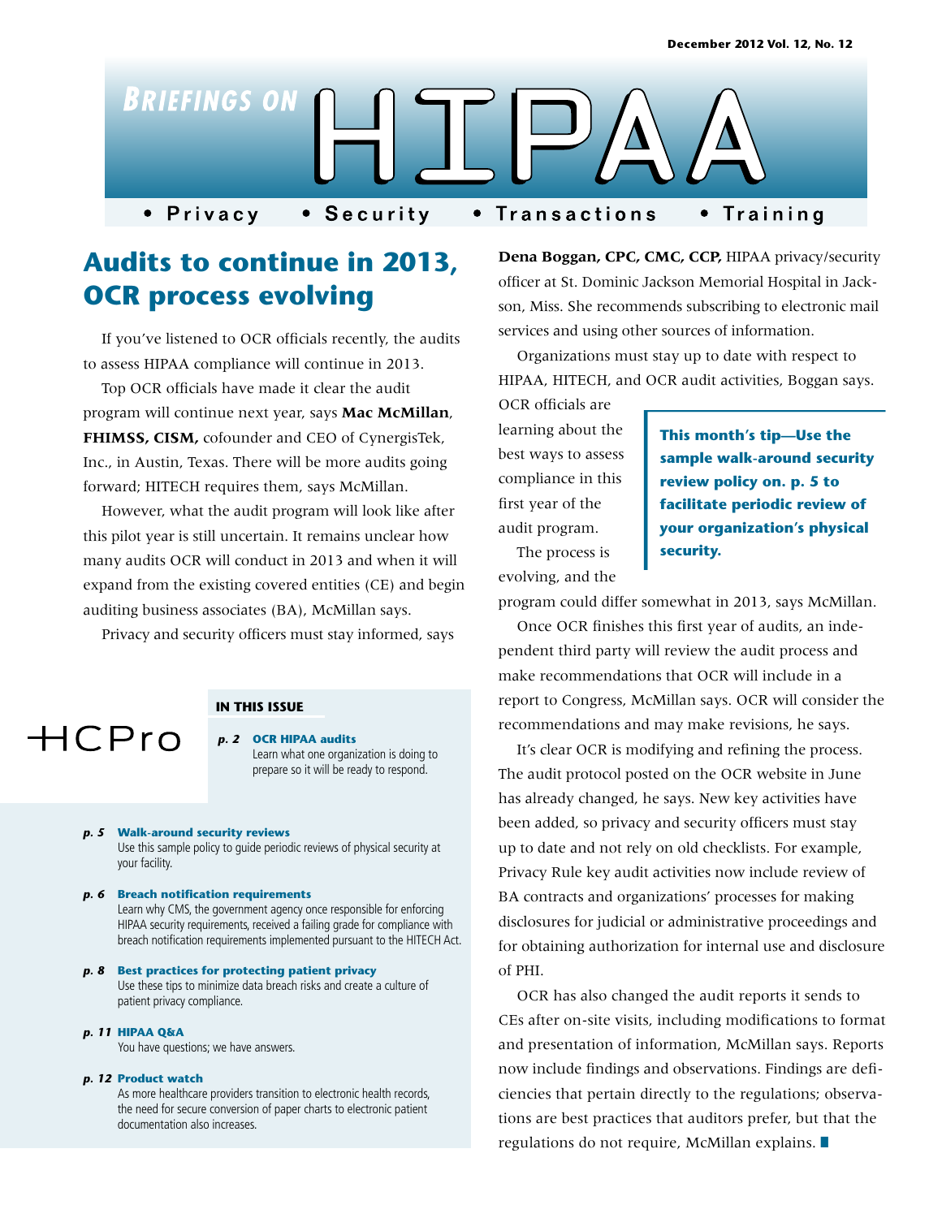# Briefings on HIPAA

• Privacy • Security • Transactions • Training

## Audits to continue in 2013, OCR process evolving

If you've listened to OCR officials recently, the audits to assess HIPAA compliance will continue in 2013.

Top OCR officials have made it clear the audit program will continue next year, says **Mac McMillan, FHIMSS, CISM,** cofounder and CEO of CynergisTek, Inc., in Austin, Texas. There will be more audits going forward; HITECH requires them, says McMillan.

However, what the audit program will look like after this pilot year is still uncertain. It remains unclear how many audits OCR will conduct in 2013 and when it will expand from the existing covered entities (CE) and begin auditing business associates (BA), McMillan says.

Privacy and security officers must stay informed, says **Dena Boggan, CPC, CMC, CCP,** HIPAA privacy/security officer at St. Dominic Jackson Memorial Hospital in Jackson, Miss. She recommends subscribing to electronic mail services and using other sources of information.

Organizations must stay up to date with respect to HIPAA, HITECH, and OCR audit activities, Boggan says. OCR officials are learning about the best ways to assess compliance in this first year of the audit program.

The process is evolving, and the program could differ somewhat in 2013, says McMillan.

Once OCR finishes this first year of audits, an independent third party will review the audit process and make recommendations that OCR will include in a report to Congress, McMillan says. OCR will consider the recommendations and may make revisions, he says.

It's clear OCR is modifying and refining the process. The audit protocol posted on the OCR website in June has already changed, he says. New key activities have been added, so privacy and security officers must stay up to date and not rely on old checklists. For example, Privacy Rule key audit activities now include review of BA contracts and organizations' processes for making disclosures for judicial or administrative proceedings and for obtaining authorization for internal use and disclosure of PHI.

OCR has also changed the audit reports it sends to CEs after on-site visits, including modifications to format and presentation of information, McMillan says. Reports now include findings and observations. Findings are deficiencies that pertain directly to the regulations; observations are best practices that auditors prefer, but that the regulations do not require, McMillan explains. ■

**This month's tip—Use the sample walk-around security review policy on. p. 5 to facilitate periodic review of your organization's physical security.**

HCPro

### IN THIS ISSUE

***p. 2*** **OCR HIPAA audits**
Learn what one organization is doing to prepare so it will be ready to respond.

***p. 5*** **Walk-around security reviews**
Use this sample policy to guide periodic reviews of physical security at your facility.

***p. 6*** **Breach notification requirements**
Learn why CMS, the government agency once responsible for enforcing HIPAA security requirements, received a failing grade for compliance with breach notification requirements implemented pursuant to the HITECH Act.

***p. 8*** **Best practices for protecting patient privacy**
Use these tips to minimize data breach risks and create a culture of patient privacy compliance.

***p. 11*** **HIPAA Q&A**
You have questions; we have answers.

***p. 12*** **Product watch**
As more healthcare providers transition to electronic health records, the need for secure conversion of paper charts to electronic patient documentation also increases.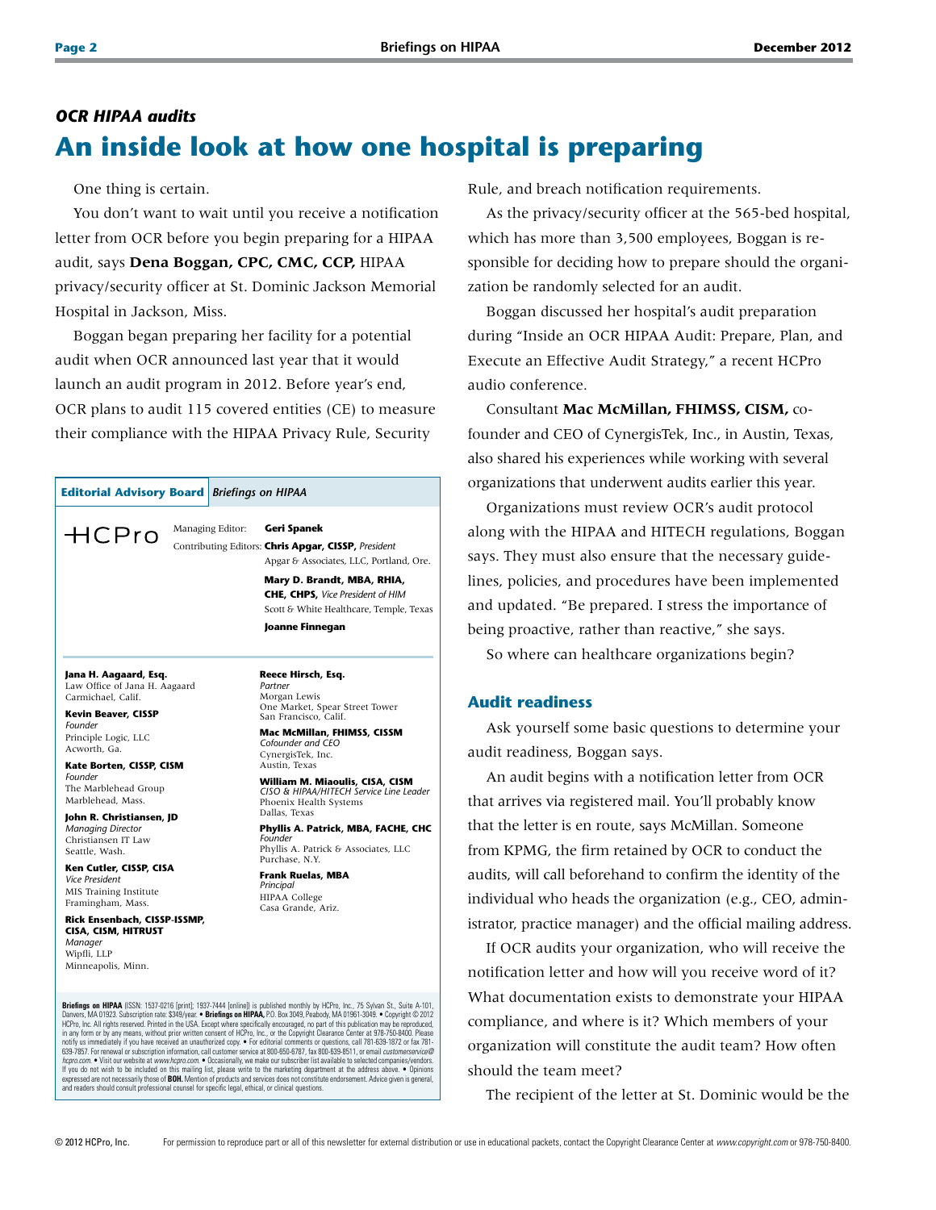*OCR HIPAA audits*

# An inside look at how one hospital is preparing

One thing is certain.

You don't want to wait until you receive a notification letter from OCR before you begin preparing for a HIPAA audit, says **Dena Boggan, CPC, CMC, CCP,** HIPAA privacy/security officer at St. Dominic Jackson Memorial Hospital in Jackson, Miss.

Boggan began preparing her facility for a potential audit when OCR announced last year that it would launch an audit program in 2012. Before year's end, OCR plans to audit 115 covered entities (CE) to measure their compliance with the HIPAA Privacy Rule, Security Rule, and breach notification requirements.

As the privacy/security officer at the 565-bed hospital, which has more than 3,500 employees, Boggan is responsible for deciding how to prepare should the organization be randomly selected for an audit.

Boggan discussed her hospital's audit preparation during "Inside an OCR HIPAA Audit: Prepare, Plan, and Execute an Effective Audit Strategy," a recent HCPro audio conference.

Consultant **Mac McMillan, FHIMSS, CISM,** cofounder and CEO of CynergisTek, Inc., in Austin, Texas, also shared his experiences while working with several organizations that underwent audits earlier this year.

Organizations must review OCR's audit protocol along with the HIPAA and HITECH regulations, Boggan says. They must also ensure that the necessary guidelines, policies, and procedures have been implemented and updated. "Be prepared. I stress the importance of being proactive, rather than reactive," she says.

So where can healthcare organizations begin?

## Audit readiness

Ask yourself some basic questions to determine your audit readiness, Boggan says.

An audit begins with a notification letter from OCR that arrives via registered mail. You'll probably know that the letter is en route, says McMillan. Someone from KPMG, the firm retained by OCR to conduct the audits, will call beforehand to confirm the identity of the individual who heads the organization (e.g., CEO, administrator, practice manager) and the official mailing address.

If OCR audits your organization, who will receive the notification letter and how will you receive word of it? What documentation exists to demonstrate your HIPAA compliance, and where is it? Which members of your organization will constitute the audit team? How often should the team meet?

The recipient of the letter at St. Dominic would be the

---

**Editorial Advisory Board** *Briefings on HIPAA*

HCPro

Managing Editor: **Geri Spanek**

Contributing Editors: **Chris Apgar, CISSP,** *President*, Apgar & Associates, LLC, Portland, Ore.

**Mary D. Brandt, MBA, RHIA, CHE, CHPS,** *Vice President of HIM*, Scott & White Healthcare, Temple, Texas

**Joanne Finnegan**

**Jana H. Aagaard, Esq.**
Law Office of Jana H. Aagaard
Carmichael, Calif.

**Kevin Beaver, CISSP**
*Founder*
Principle Logic, LLC
Acworth, Ga.

**Kate Borten, CISSP, CISM**
*Founder*
The Marblehead Group
Marblehead, Mass.

**John R. Christiansen, JD**
*Managing Director*
Christiansen IT Law
Seattle, Wash.

**Ken Cutler, CISSP, CISA**
*Vice President*
MIS Training Institute
Framingham, Mass.

**Rick Ensenbach, CISSP-ISSMP, CISA, CISM, HITRUST**
*Manager*
Wipfli, LLP
Minneapolis, Minn.

**Reece Hirsch, Esq.**
*Partner*
Morgan Lewis
One Market, Spear Street Tower
San Francisco, Calif.

**Mac McMillan, FHIMSS, CISSM**
*Cofounder and CEO*
CynergisTek, Inc.
Austin, Texas

**William M. Miaoulis, CISA, CISM**
*CISO & HIPAA/HITECH Service Line Leader*
Phoenix Health Systems
Dallas, Texas

**Phyllis A. Patrick, MBA, FACHE, CHC**
*Founder*
Phyllis A. Patrick & Associates, LLC
Purchase, N.Y.

**Frank Ruelas, MBA**
*Principal*
HIPAA College
Casa Grande, Ariz.

**Briefings on HIPAA** (ISSN: 1537-0216 [print]; 1937-7444 [online]) is published monthly by HCPro, Inc., 75 Sylvan St., Suite A-101, Danvers, MA 01923. Subscription rate: $349/year. • **Briefings on HIPAA,** P.O. Box 3049, Peabody, MA 01961-3049. • Copyright © 2012 HCPro, Inc. All rights reserved. Printed in the USA. Except where specifically encouraged, no part of this publication may be reproduced, in any form or by any means, without prior written consent of HCPro, Inc., or the Copyright Clearance Center at 978-750-8400. Please notify us immediately if you have received an unauthorized copy. • For editorial comments or questions, call 781-639-1872 or fax 781-639-7857. For renewal or subscription information, call customer service at 800-650-6787, fax 800-639-8511, or email *customerservice@hcpro.com*. • Visit our website at *www.hcpro.com*. • Occasionally, we make our subscriber list available to selected companies/vendors. If you do not wish to be included on this mailing list, please write to the marketing department at the address above. • Opinions expressed are not necessarily those of **BOH.** Mention of products and services does not constitute endorsement. Advice given is general, and readers should consult professional counsel for specific legal, ethical, or clinical questions.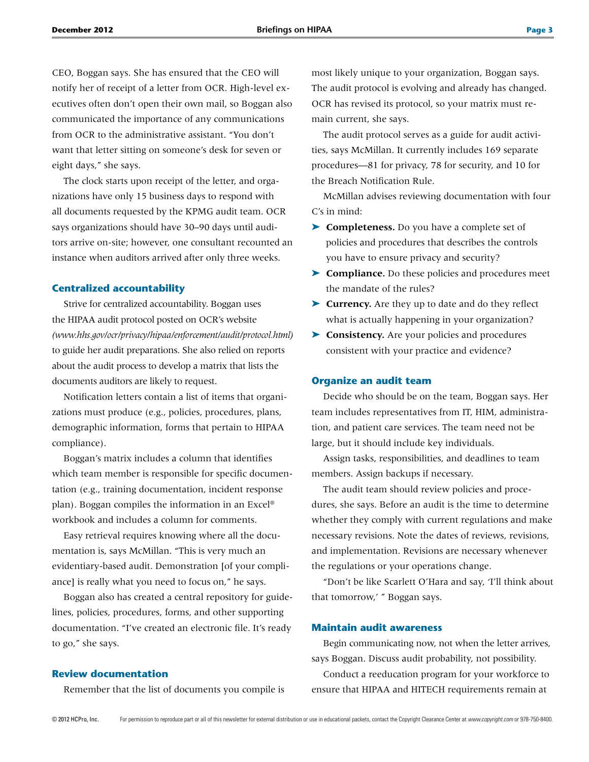CEO, Boggan says. She has ensured that the CEO will notify her of receipt of a letter from OCR. High-level executives often don't open their own mail, so Boggan also communicated the importance of any communications from OCR to the administrative assistant. "You don't want that letter sitting on someone's desk for seven or eight days," she says.

The clock starts upon receipt of the letter, and organizations have only 15 business days to respond with all documents requested by the KPMG audit team. OCR says organizations should have 30–90 days until auditors arrive on-site; however, one consultant recounted an instance when auditors arrived after only three weeks.

## Centralized accountability

Strive for centralized accountability. Boggan uses the HIPAA audit protocol posted on OCR's website *(www.hhs.gov/ocr/privacy/hipaa/enforcement/audit/protocol.html)* to guide her audit preparations. She also relied on reports about the audit process to develop a matrix that lists the documents auditors are likely to request.

Notification letters contain a list of items that organizations must produce (e.g., policies, procedures, plans, demographic information, forms that pertain to HIPAA compliance).

Boggan's matrix includes a column that identifies which team member is responsible for specific documentation (e.g., training documentation, incident response plan). Boggan compiles the information in an Excel® workbook and includes a column for comments.

Easy retrieval requires knowing where all the documentation is, says McMillan. "This is very much an evidentiary-based audit. Demonstration [of your compliance] is really what you need to focus on," he says.

Boggan also has created a central repository for guidelines, policies, procedures, forms, and other supporting documentation. "I've created an electronic file. It's ready to go," she says.

## Review documentation

Remember that the list of documents you compile is most likely unique to your organization, Boggan says. The audit protocol is evolving and already has changed. OCR has revised its protocol, so your matrix must remain current, she says.

The audit protocol serves as a guide for audit activities, says McMillan. It currently includes 169 separate procedures—81 for privacy, 78 for security, and 10 for the Breach Notification Rule.

McMillan advises reviewing documentation with four C's in mind:

- **Completeness.** Do you have a complete set of policies and procedures that describes the controls you have to ensure privacy and security?
- **Compliance.** Do these policies and procedures meet the mandate of the rules?
- **Currency.** Are they up to date and do they reflect what is actually happening in your organization?
- **Consistency.** Are your policies and procedures consistent with your practice and evidence?

## Organize an audit team

Decide who should be on the team, Boggan says. Her team includes representatives from IT, HIM, administration, and patient care services. The team need not be large, but it should include key individuals.

Assign tasks, responsibilities, and deadlines to team members. Assign backups if necessary.

The audit team should review policies and procedures, she says. Before an audit is the time to determine whether they comply with current regulations and make necessary revisions. Note the dates of reviews, revisions, and implementation. Revisions are necessary whenever the regulations or your operations change.

"Don't be like Scarlett O'Hara and say, 'I'll think about that tomorrow,' " Boggan says.

## Maintain audit awareness

Begin communicating now, not when the letter arrives, says Boggan. Discuss audit probability, not possibility.

Conduct a reeducation program for your workforce to ensure that HIPAA and HITECH requirements remain at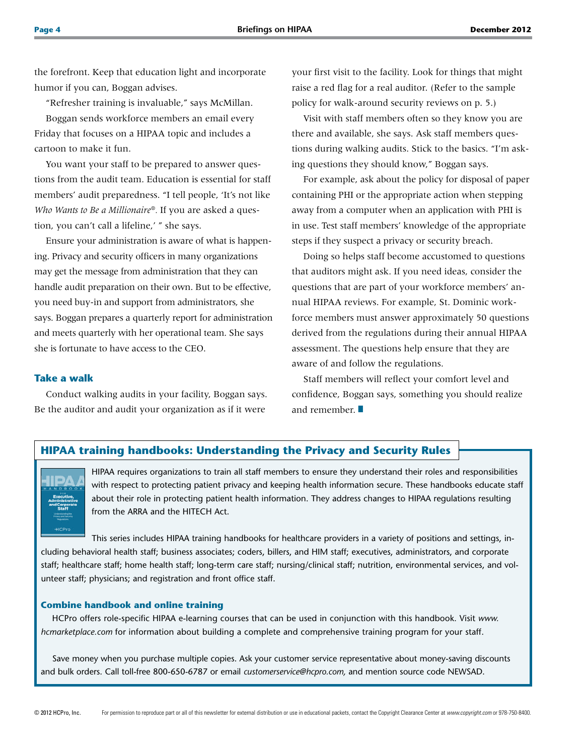the forefront. Keep that education light and incorporate humor if you can, Boggan advises.

"Refresher training is invaluable," says McMillan.

Boggan sends workforce members an email every Friday that focuses on a HIPAA topic and includes a cartoon to make it fun.

You want your staff to be prepared to answer questions from the audit team. Education is essential for staff members' audit preparedness. "I tell people, 'It's not like *Who Wants to Be a Millionaire*®. If you are asked a question, you can't call a lifeline,' " she says.

Ensure your administration is aware of what is happening. Privacy and security officers in many organizations may get the message from administration that they can handle audit preparation on their own. But to be effective, you need buy-in and support from administrators, she says. Boggan prepares a quarterly report for administration and meets quarterly with her operational team. She says she is fortunate to have access to the CEO.

### Take a walk

Conduct walking audits in your facility, Boggan says. Be the auditor and audit your organization as if it were your first visit to the facility. Look for things that might raise a red flag for a real auditor. (Refer to the sample policy for walk-around security reviews on p. 5.)

Visit with staff members often so they know you are there and available, she says. Ask staff members questions during walking audits. Stick to the basics. "I'm asking questions they should know," Boggan says.

For example, ask about the policy for disposal of paper containing PHI or the appropriate action when stepping away from a computer when an application with PHI is in use. Test staff members' knowledge of the appropriate steps if they suspect a privacy or security breach.

Doing so helps staff become accustomed to questions that auditors might ask. If you need ideas, consider the questions that are part of your workforce members' annual HIPAA reviews. For example, St. Dominic workforce members must answer approximately 50 questions derived from the regulations during their annual HIPAA assessment. The questions help ensure that they are aware of and follow the regulations.

Staff members will reflect your comfort level and confidence, Boggan says, something you should realize and remember. ■

## HIPAA training handbooks: Understanding the Privacy and Security Rules

HIPAA requires organizations to train all staff members to ensure they understand their roles and responsibilities with respect to protecting patient privacy and keeping health information secure. These handbooks educate staff about their role in protecting patient health information. They address changes to HIPAA regulations resulting from the ARRA and the HITECH Act.

This series includes HIPAA training handbooks for healthcare providers in a variety of positions and settings, including behavioral health staff; business associates; coders, billers, and HIM staff; executives, administrators, and corporate staff; healthcare staff; home health staff; long-term care staff; nursing/clinical staff; nutrition, environmental services, and volunteer staff; physicians; and registration and front office staff.

### Combine handbook and online training

HCPro offers role-specific HIPAA e-learning courses that can be used in conjunction with this handbook. Visit *www.hcmarketplace.com* for information about building a complete and comprehensive training program for your staff.

Save money when you purchase multiple copies. Ask your customer service representative about money-saving discounts and bulk orders. Call toll-free 800-650-6787 or email *customerservice@hcpro.com*, and mention source code NEWSAD.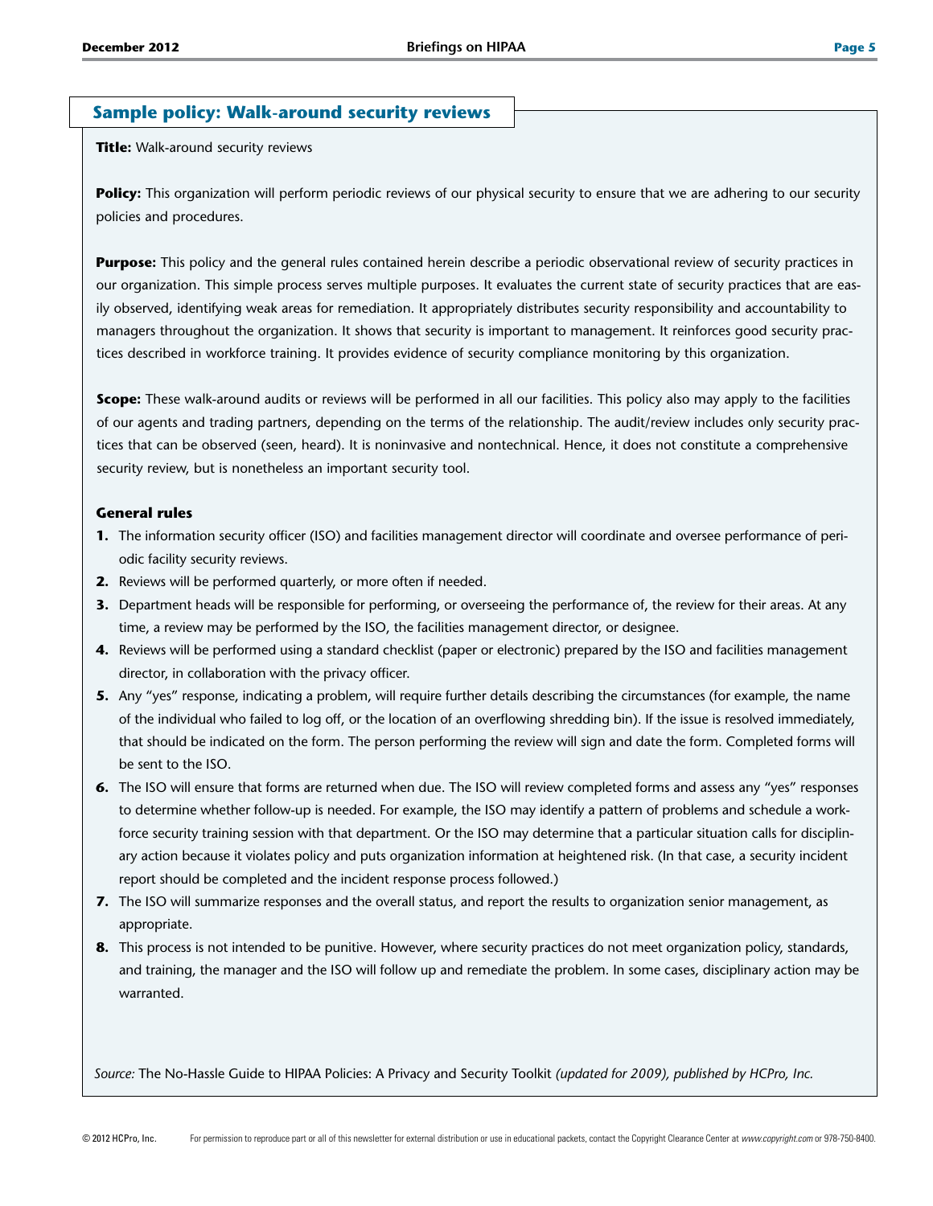## Sample policy: Walk-around security reviews

**Title:** Walk-around security reviews

**Policy:** This organization will perform periodic reviews of our physical security to ensure that we are adhering to our security policies and procedures.

**Purpose:** This policy and the general rules contained herein describe a periodic observational review of security practices in our organization. This simple process serves multiple purposes. It evaluates the current state of security practices that are easily observed, identifying weak areas for remediation. It appropriately distributes security responsibility and accountability to managers throughout the organization. It shows that security is important to management. It reinforces good security practices described in workforce training. It provides evidence of security compliance monitoring by this organization.

**Scope:** These walk-around audits or reviews will be performed in all our facilities. This policy also may apply to the facilities of our agents and trading partners, depending on the terms of the relationship. The audit/review includes only security practices that can be observed (seen, heard). It is noninvasive and nontechnical. Hence, it does not constitute a comprehensive security review, but is nonetheless an important security tool.

### General rules

1. The information security officer (ISO) and facilities management director will coordinate and oversee performance of periodic facility security reviews.
2. Reviews will be performed quarterly, or more often if needed.
3. Department heads will be responsible for performing, or overseeing the performance of, the review for their areas. At any time, a review may be performed by the ISO, the facilities management director, or designee.
4. Reviews will be performed using a standard checklist (paper or electronic) prepared by the ISO and facilities management director, in collaboration with the privacy officer.
5. Any "yes" response, indicating a problem, will require further details describing the circumstances (for example, the name of the individual who failed to log off, or the location of an overflowing shredding bin). If the issue is resolved immediately, that should be indicated on the form. The person performing the review will sign and date the form. Completed forms will be sent to the ISO.
6. The ISO will ensure that forms are returned when due. The ISO will review completed forms and assess any "yes" responses to determine whether follow-up is needed. For example, the ISO may identify a pattern of problems and schedule a workforce security training session with that department. Or the ISO may determine that a particular situation calls for disciplinary action because it violates policy and puts organization information at heightened risk. (In that case, a security incident report should be completed and the incident response process followed.)
7. The ISO will summarize responses and the overall status, and report the results to organization senior management, as appropriate.
8. This process is not intended to be punitive. However, where security practices do not meet organization policy, standards, and training, the manager and the ISO will follow up and remediate the problem. In some cases, disciplinary action may be warranted.

*Source:* The No-Hassle Guide to HIPAA Policies: A Privacy and Security Toolkit *(updated for 2009), published by HCPro, Inc.*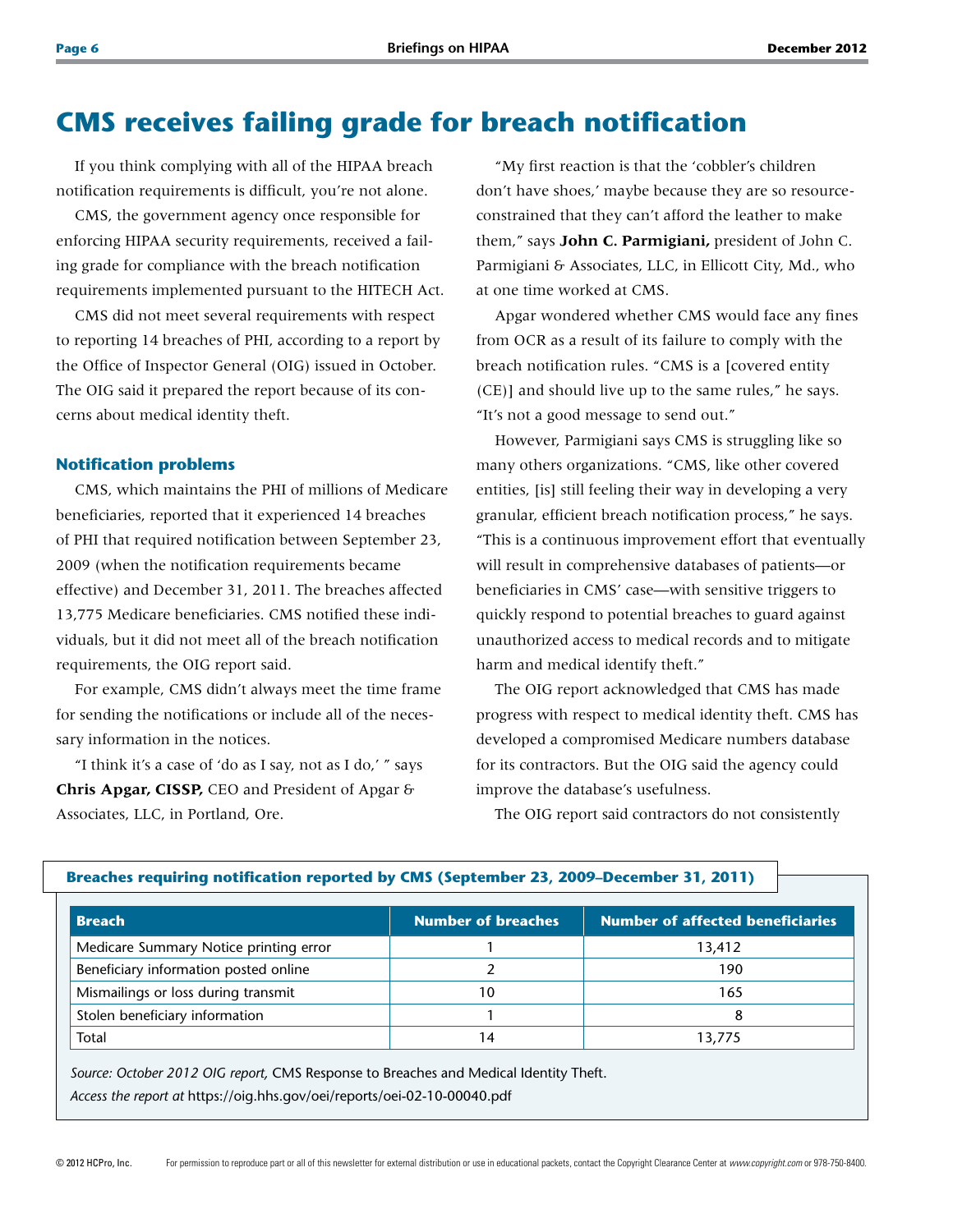# CMS receives failing grade for breach notification

If you think complying with all of the HIPAA breach notification requirements is difficult, you're not alone.

CMS, the government agency once responsible for enforcing HIPAA security requirements, received a failing grade for compliance with the breach notification requirements implemented pursuant to the HITECH Act.

CMS did not meet several requirements with respect to reporting 14 breaches of PHI, according to a report by the Office of Inspector General (OIG) issued in October. The OIG said it prepared the report because of its concerns about medical identity theft.

### Notification problems

CMS, which maintains the PHI of millions of Medicare beneficiaries, reported that it experienced 14 breaches of PHI that required notification between September 23, 2009 (when the notification requirements became effective) and December 31, 2011. The breaches affected 13,775 Medicare beneficiaries. CMS notified these individuals, but it did not meet all of the breach notification requirements, the OIG report said.

For example, CMS didn't always meet the time frame for sending the notifications or include all of the necessary information in the notices.

"I think it's a case of 'do as I say, not as I do,' " says **Chris Apgar, CISSP,** CEO and President of Apgar & Associates, LLC, in Portland, Ore.

"My first reaction is that the 'cobbler's children don't have shoes,' maybe because they are so resource-constrained that they can't afford the leather to make them," says **John C. Parmigiani,** president of John C. Parmigiani & Associates, LLC, in Ellicott City, Md., who at one time worked at CMS.

Apgar wondered whether CMS would face any fines from OCR as a result of its failure to comply with the breach notification rules. "CMS is a [covered entity (CE)] and should live up to the same rules," he says. "It's not a good message to send out."

However, Parmigiani says CMS is struggling like so many others organizations. "CMS, like other covered entities, [is] still feeling their way in developing a very granular, efficient breach notification process," he says. "This is a continuous improvement effort that eventually will result in comprehensive databases of patients—or beneficiaries in CMS' case—with sensitive triggers to quickly respond to potential breaches to guard against unauthorized access to medical records and to mitigate harm and medical identify theft."

The OIG report acknowledged that CMS has made progress with respect to medical identity theft. CMS has developed a compromised Medicare numbers database for its contractors. But the OIG said the agency could improve the database's usefulness.

The OIG report said contractors do not consistently

**Breaches requiring notification reported by CMS (September 23, 2009–December 31, 2011)**

| Breach | Number of breaches | Number of affected beneficiaries |
|---|---|---|
| Medicare Summary Notice printing error | 1 | 13,412 |
| Beneficiary information posted online | 2 | 190 |
| Mismailings or loss during transmit | 10 | 165 |
| Stolen beneficiary information | 1 | 8 |
| Total | 14 | 13,775 |

*Source: October 2012 OIG report,* CMS Response to Breaches and Medical Identity Theft.

*Access the report at* https://oig.hhs.gov/oei/reports/oei-02-10-00040.pdf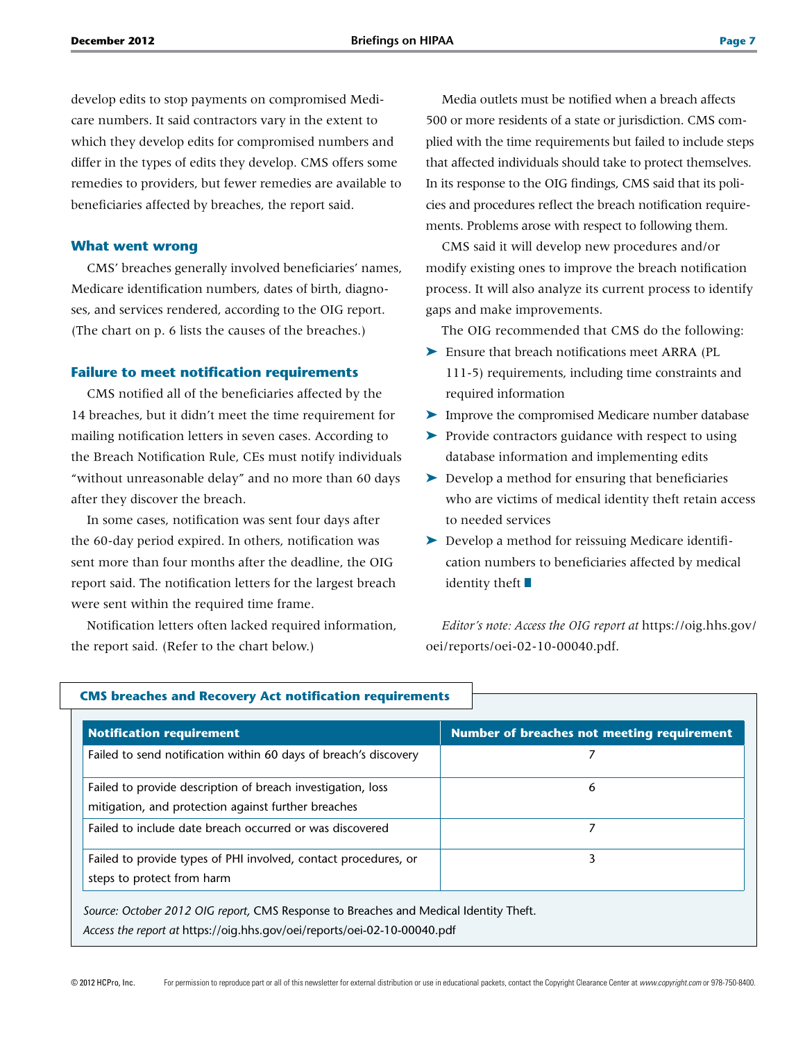develop edits to stop payments on compromised Medicare numbers. It said contractors vary in the extent to which they develop edits for compromised numbers and differ in the types of edits they develop. CMS offers some remedies to providers, but fewer remedies are available to beneficiaries affected by breaches, the report said.

### What went wrong

CMS' breaches generally involved beneficiaries' names, Medicare identification numbers, dates of birth, diagnoses, and services rendered, according to the OIG report. (The chart on p. 6 lists the causes of the breaches.)

### Failure to meet notification requirements

CMS notified all of the beneficiaries affected by the 14 breaches, but it didn't meet the time requirement for mailing notification letters in seven cases. According to the Breach Notification Rule, CEs must notify individuals "without unreasonable delay" and no more than 60 days after they discover the breach.

In some cases, notification was sent four days after the 60-day period expired. In others, notification was sent more than four months after the deadline, the OIG report said. The notification letters for the largest breach were sent within the required time frame.

Notification letters often lacked required information, the report said. (Refer to the chart below.)

Media outlets must be notified when a breach affects 500 or more residents of a state or jurisdiction. CMS complied with the time requirements but failed to include steps that affected individuals should take to protect themselves. In its response to the OIG findings, CMS said that its policies and procedures reflect the breach notification requirements. Problems arose with respect to following them.

CMS said it will develop new procedures and/or modify existing ones to improve the breach notification process. It will also analyze its current process to identify gaps and make improvements.

The OIG recommended that CMS do the following:

- Ensure that breach notifications meet ARRA (PL 111-5) requirements, including time constraints and required information
- Improve the compromised Medicare number database
- Provide contractors guidance with respect to using database information and implementing edits
- Develop a method for ensuring that beneficiaries who are victims of medical identity theft retain access to needed services
- Develop a method for reissuing Medicare identification numbers to beneficiaries affected by medical identity theft

*Editor's note: Access the OIG report at* https://oig.hhs.gov/oei/reports/oei-02-10-00040.pdf.

**CMS breaches and Recovery Act notification requirements**

| Notification requirement | Number of breaches not meeting requirement |
|---|---|
| Failed to send notification within 60 days of breach's discovery | 7 |
| Failed to provide description of breach investigation, loss mitigation, and protection against further breaches | 6 |
| Failed to include date breach occurred or was discovered | 7 |
| Failed to provide types of PHI involved, contact procedures, or steps to protect from harm | 3 |

*Source: October 2012 OIG report,* CMS Response to Breaches and Medical Identity Theft.
*Access the report at* https://oig.hhs.gov/oei/reports/oei-02-10-00040.pdf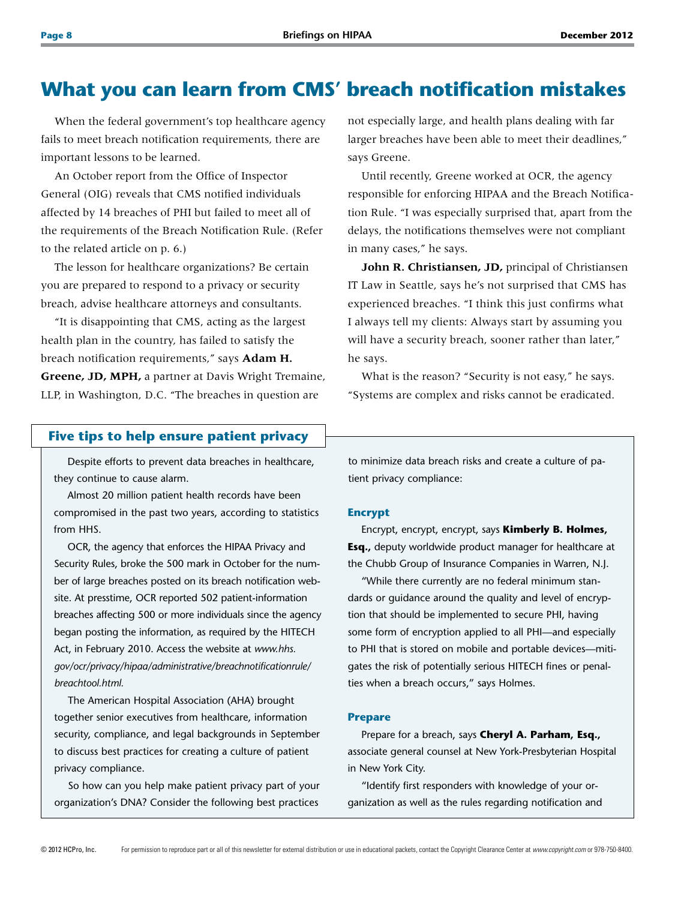# What you can learn from CMS' breach notification mistakes

When the federal government's top healthcare agency fails to meet breach notification requirements, there are important lessons to be learned.

An October report from the Office of Inspector General (OIG) reveals that CMS notified individuals affected by 14 breaches of PHI but failed to meet all of the requirements of the Breach Notification Rule. (Refer to the related article on p. 6.)

The lesson for healthcare organizations? Be certain you are prepared to respond to a privacy or security breach, advise healthcare attorneys and consultants.

"It is disappointing that CMS, acting as the largest health plan in the country, has failed to satisfy the breach notification requirements," says **Adam H. Greene, JD, MPH,** a partner at Davis Wright Tremaine, LLP, in Washington, D.C. "The breaches in question are not especially large, and health plans dealing with far larger breaches have been able to meet their deadlines," says Greene.

Until recently, Greene worked at OCR, the agency responsible for enforcing HIPAA and the Breach Notification Rule. "I was especially surprised that, apart from the delays, the notifications themselves were not compliant in many cases," he says.

**John R. Christiansen, JD,** principal of Christiansen IT Law in Seattle, says he's not surprised that CMS has experienced breaches. "I think this just confirms what I always tell my clients: Always start by assuming you will have a security breach, sooner rather than later," he says.

What is the reason? "Security is not easy," he says. "Systems are complex and risks cannot be eradicated.

## Five tips to help ensure patient privacy

Despite efforts to prevent data breaches in healthcare, they continue to cause alarm.

Almost 20 million patient health records have been compromised in the past two years, according to statistics from HHS.

OCR, the agency that enforces the HIPAA Privacy and Security Rules, broke the 500 mark in October for the number of large breaches posted on its breach notification website. At presstime, OCR reported 502 patient-information breaches affecting 500 or more individuals since the agency began posting the information, as required by the HITECH Act, in February 2010. Access the website at *www.hhs.gov/ocr/privacy/hipaa/administrative/breachnotificationrule/breachtool.html.*

The American Hospital Association (AHA) brought together senior executives from healthcare, information security, compliance, and legal backgrounds in September to discuss best practices for creating a culture of patient privacy compliance.

So how can you help make patient privacy part of your organization's DNA? Consider the following best practices to minimize data breach risks and create a culture of patient privacy compliance:

### Encrypt

Encrypt, encrypt, encrypt, says **Kimberly B. Holmes, Esq.,** deputy worldwide product manager for healthcare at the Chubb Group of Insurance Companies in Warren, N.J.

"While there currently are no federal minimum standards or guidance around the quality and level of encryption that should be implemented to secure PHI, having some form of encryption applied to all PHI—and especially to PHI that is stored on mobile and portable devices—mitigates the risk of potentially serious HITECH fines or penalties when a breach occurs," says Holmes.

### Prepare

Prepare for a breach, says **Cheryl A. Parham, Esq.,** associate general counsel at New York-Presbyterian Hospital in New York City.

"Identify first responders with knowledge of your organization as well as the rules regarding notification and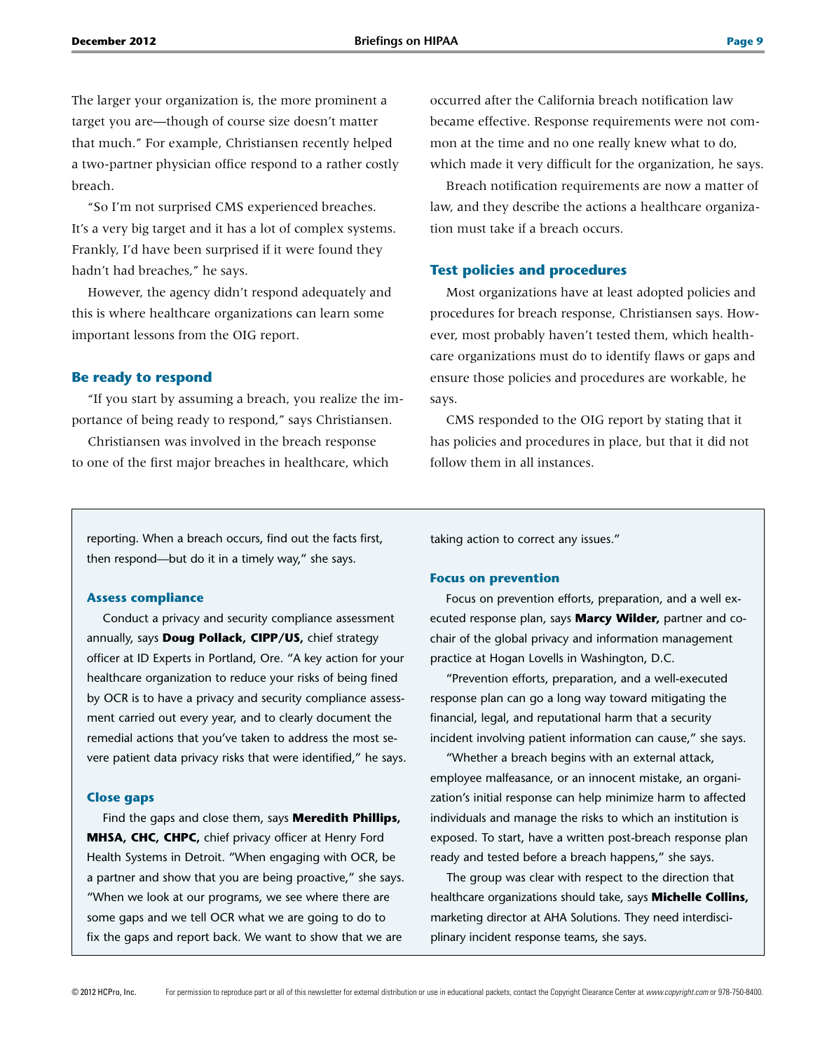The larger your organization is, the more prominent a target you are—though of course size doesn't matter that much." For example, Christiansen recently helped a two-partner physician office respond to a rather costly breach.

"So I'm not surprised CMS experienced breaches. It's a very big target and it has a lot of complex systems. Frankly, I'd have been surprised if it were found they hadn't had breaches," he says.

However, the agency didn't respond adequately and this is where healthcare organizations can learn some important lessons from the OIG report.

### Be ready to respond

"If you start by assuming a breach, you realize the importance of being ready to respond," says Christiansen.

Christiansen was involved in the breach response to one of the first major breaches in healthcare, which occurred after the California breach notification law became effective. Response requirements were not common at the time and no one really knew what to do, which made it very difficult for the organization, he says.

Breach notification requirements are now a matter of law, and they describe the actions a healthcare organization must take if a breach occurs.

### Test policies and procedures

Most organizations have at least adopted policies and procedures for breach response, Christiansen says. However, most probably haven't tested them, which healthcare organizations must do to identify flaws or gaps and ensure those policies and procedures are workable, he says.

CMS responded to the OIG report by stating that it has policies and procedures in place, but that it did not follow them in all instances.

---

reporting. When a breach occurs, find out the facts first, then respond—but do it in a timely way," she says.

### Assess compliance

Conduct a privacy and security compliance assessment annually, says **Doug Pollack, CIPP/US,** chief strategy officer at ID Experts in Portland, Ore. "A key action for your healthcare organization to reduce your risks of being fined by OCR is to have a privacy and security compliance assessment carried out every year, and to clearly document the remedial actions that you've taken to address the most severe patient data privacy risks that were identified," he says.

### Close gaps

Find the gaps and close them, says **Meredith Phillips, MHSA, CHC, CHPC,** chief privacy officer at Henry Ford Health Systems in Detroit. "When engaging with OCR, be a partner and show that you are being proactive," she says. "When we look at our programs, we see where there are some gaps and we tell OCR what we are going to do to fix the gaps and report back. We want to show that we are taking action to correct any issues."

### Focus on prevention

Focus on prevention efforts, preparation, and a well executed response plan, says **Marcy Wilder,** partner and co-chair of the global privacy and information management practice at Hogan Lovells in Washington, D.C.

"Prevention efforts, preparation, and a well-executed response plan can go a long way toward mitigating the financial, legal, and reputational harm that a security incident involving patient information can cause," she says.

"Whether a breach begins with an external attack, employee malfeasance, or an innocent mistake, an organization's initial response can help minimize harm to affected individuals and manage the risks to which an institution is exposed. To start, have a written post-breach response plan ready and tested before a breach happens," she says.

The group was clear with respect to the direction that healthcare organizations should take, says **Michelle Collins,** marketing director at AHA Solutions. They need interdisciplinary incident response teams, she says.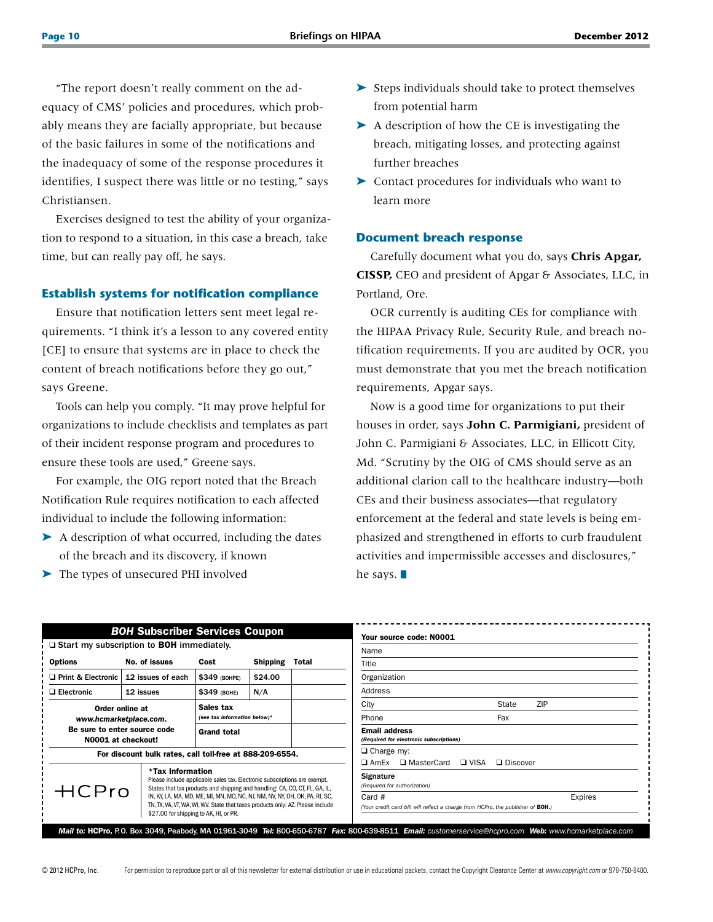"The report doesn't really comment on the adequacy of CMS' policies and procedures, which probably means they are facially appropriate, but because of the basic failures in some of the notifications and the inadequacy of some of the response procedures it identifies, I suspect there was little or no testing," says Christiansen.

Exercises designed to test the ability of your organization to respond to a situation, in this case a breach, take time, but can really pay off, he says.

### Establish systems for notification compliance

Ensure that notification letters sent meet legal requirements. "I think it's a lesson to any covered entity [CE] to ensure that systems are in place to check the content of breach notifications before they go out," says Greene.

Tools can help you comply. "It may prove helpful for organizations to include checklists and templates as part of their incident response program and procedures to ensure these tools are used," Greene says.

For example, the OIG report noted that the Breach Notification Rule requires notification to each affected individual to include the following information:

- A description of what occurred, including the dates of the breach and its discovery, if known
- The types of unsecured PHI involved
- Steps individuals should take to protect themselves from potential harm
- A description of how the CE is investigating the breach, mitigating losses, and protecting against further breaches
- Contact procedures for individuals who want to learn more

### Document breach response

Carefully document what you do, says **Chris Apgar, CISSP,** CEO and president of Apgar & Associates, LLC, in Portland, Ore.

OCR currently is auditing CEs for compliance with the HIPAA Privacy Rule, Security Rule, and breach notification requirements. If you are audited by OCR, you must demonstrate that you met the breach notification requirements, Apgar says.

Now is a good time for organizations to put their houses in order, says **John C. Parmigiani,** president of John C. Parmigiani & Associates, LLC, in Ellicott City, Md. "Scrutiny by the OIG of CMS should serve as an additional clarion call to the healthcare industry—both CEs and their business associates—that regulatory enforcement at the federal and state levels is being emphasized and strengthened in efforts to curb fraudulent activities and impermissible accesses and disclosures," he says. ■

### *BOH* Subscriber Services Coupon

❑ Start my subscription to **BOH** immediately.

| Options | No. of issues | Cost | Shipping | Total |
|---|---|---|---|---|
| ❑ Print & Electronic | 12 issues of each | $349 (BOHPE) | $24.00 | |
| ❑ Electronic | 12 issues | $349 (BOHE) | N/A | |
| Order online at *www.hcmarketplace.com*. Be sure to enter source code N0001 at checkout! | | Sales tax *(see tax information below)** | | |
| | | Grand total | | |

For discount bulk rates, call toll-free at 888-209-6554.

HCPro

***Tax Information**
Please include applicable sales tax. Electronic subscriptions are exempt. States that tax products and shipping and handling: CA, CO, CT, FL, GA, IL, IN, KY, LA, MA, MD, ME, MI, MN, MO, NC, NJ, NM, NV, NY, OH, OK, PA, RI, SC, TN, TX, VA, VT, WA, WI, WV. State that taxes products only: AZ. Please include $27.00 for shipping to AK, HI, or PR.

**Your source code: N0001**

Name

Title

Organization

Address

City State ZIP

Phone Fax

**Email address**
*(Required for electronic subscriptions)*

❑ Charge my:
❑ AmEx ❑ MasterCard ❑ VISA ❑ Discover

**Signature**
*(Required for authorization)*

Card # Expires

*(Your credit card bill will reflect a charge from HCPro, the publisher of* ***BOH****.)*

***Mail to:*** **HCPro**, P.O. Box 3049, Peabody, MA 01961-3049 ***Tel:*** 800-650-6787 ***Fax:*** 800-639-8511 ***Email:*** *customerservice@hcpro.com* ***Web:*** *www.hcmarketplace.com*

© 2012 HCPro, Inc. For permission to reproduce part or all of this newsletter for external distribution or use in educational packets, contact the Copyright Clearance Center at *www.copyright.com* or 978-750-8400.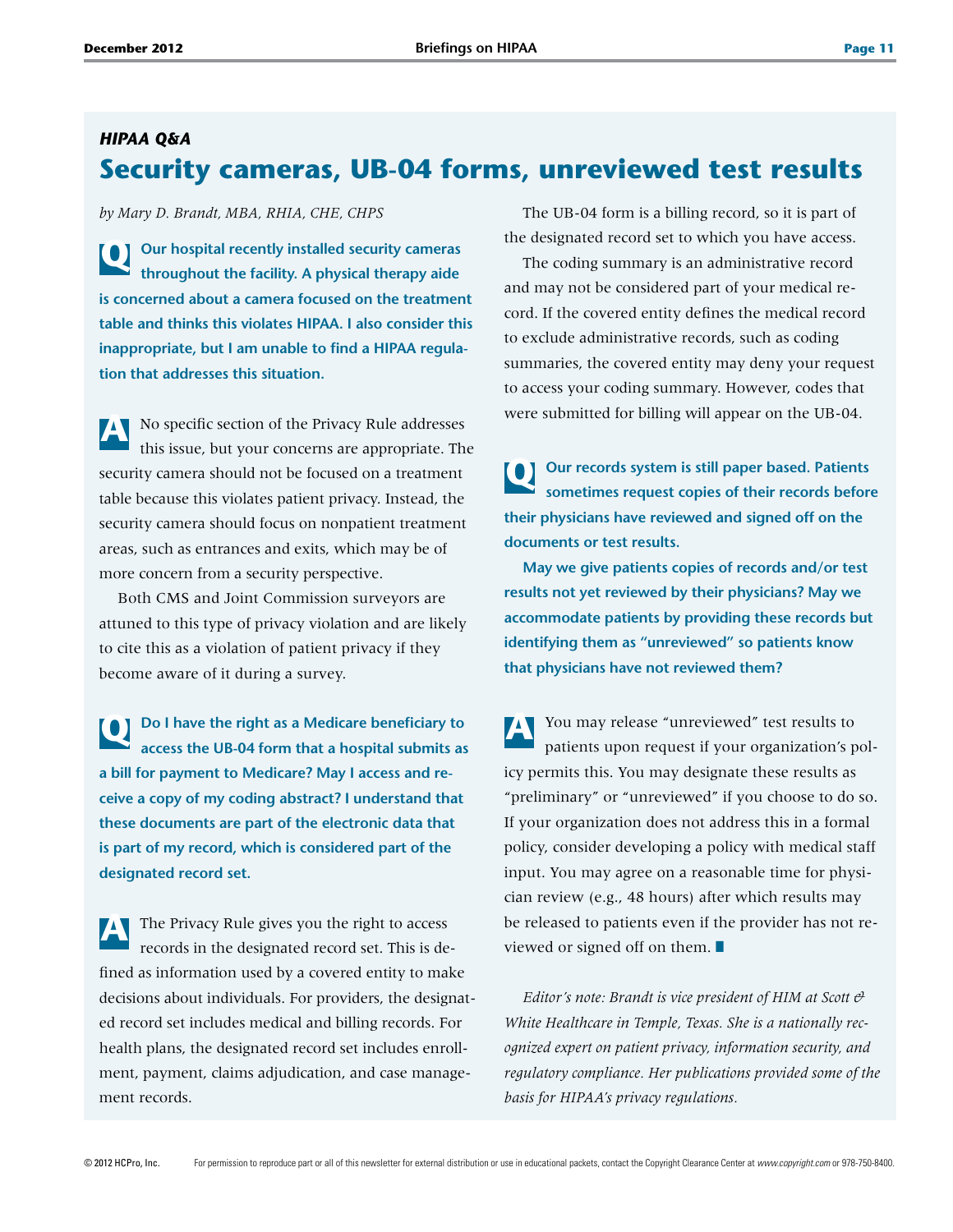*HIPAA Q&A*

# Security cameras, UB-04 forms, unreviewed test results

*by Mary D. Brandt, MBA, RHIA, CHE, CHPS*

**Q Our hospital recently installed security cameras throughout the facility. A physical therapy aide is concerned about a camera focused on the treatment table and thinks this violates HIPAA. I also consider this inappropriate, but I am unable to find a HIPAA regulation that addresses this situation.**

**A** No specific section of the Privacy Rule addresses this issue, but your concerns are appropriate. The security camera should not be focused on a treatment table because this violates patient privacy. Instead, the security camera should focus on nonpatient treatment areas, such as entrances and exits, which may be of more concern from a security perspective.

Both CMS and Joint Commission surveyors are attuned to this type of privacy violation and are likely to cite this as a violation of patient privacy if they become aware of it during a survey.

**Q Do I have the right as a Medicare beneficiary to access the UB-04 form that a hospital submits as a bill for payment to Medicare? May I access and receive a copy of my coding abstract? I understand that these documents are part of the electronic data that is part of my record, which is considered part of the designated record set.**

**A** The Privacy Rule gives you the right to access records in the designated record set. This is defined as information used by a covered entity to make decisions about individuals. For providers, the designated record set includes medical and billing records. For health plans, the designated record set includes enrollment, payment, claims adjudication, and case management records.

The UB-04 form is a billing record, so it is part of the designated record set to which you have access.

The coding summary is an administrative record and may not be considered part of your medical record. If the covered entity defines the medical record to exclude administrative records, such as coding summaries, the covered entity may deny your request to access your coding summary. However, codes that were submitted for billing will appear on the UB-04.

**Q Our records system is still paper based. Patients sometimes request copies of their records before their physicians have reviewed and signed off on the documents or test results.**

**May we give patients copies of records and/or test results not yet reviewed by their physicians? May we accommodate patients by providing these records but identifying them as "unreviewed" so patients know that physicians have not reviewed them?**

**A** You may release "unreviewed" test results to patients upon request if your organization's policy permits this. You may designate these results as "preliminary" or "unreviewed" if you choose to do so. If your organization does not address this in a formal policy, consider developing a policy with medical staff input. You may agree on a reasonable time for physician review (e.g., 48 hours) after which results may be released to patients even if the provider has not reviewed or signed off on them. ■

*Editor's note: Brandt is vice president of HIM at Scott & White Healthcare in Temple, Texas. She is a nationally recognized expert on patient privacy, information security, and regulatory compliance. Her publications provided some of the basis for HIPAA's privacy regulations.*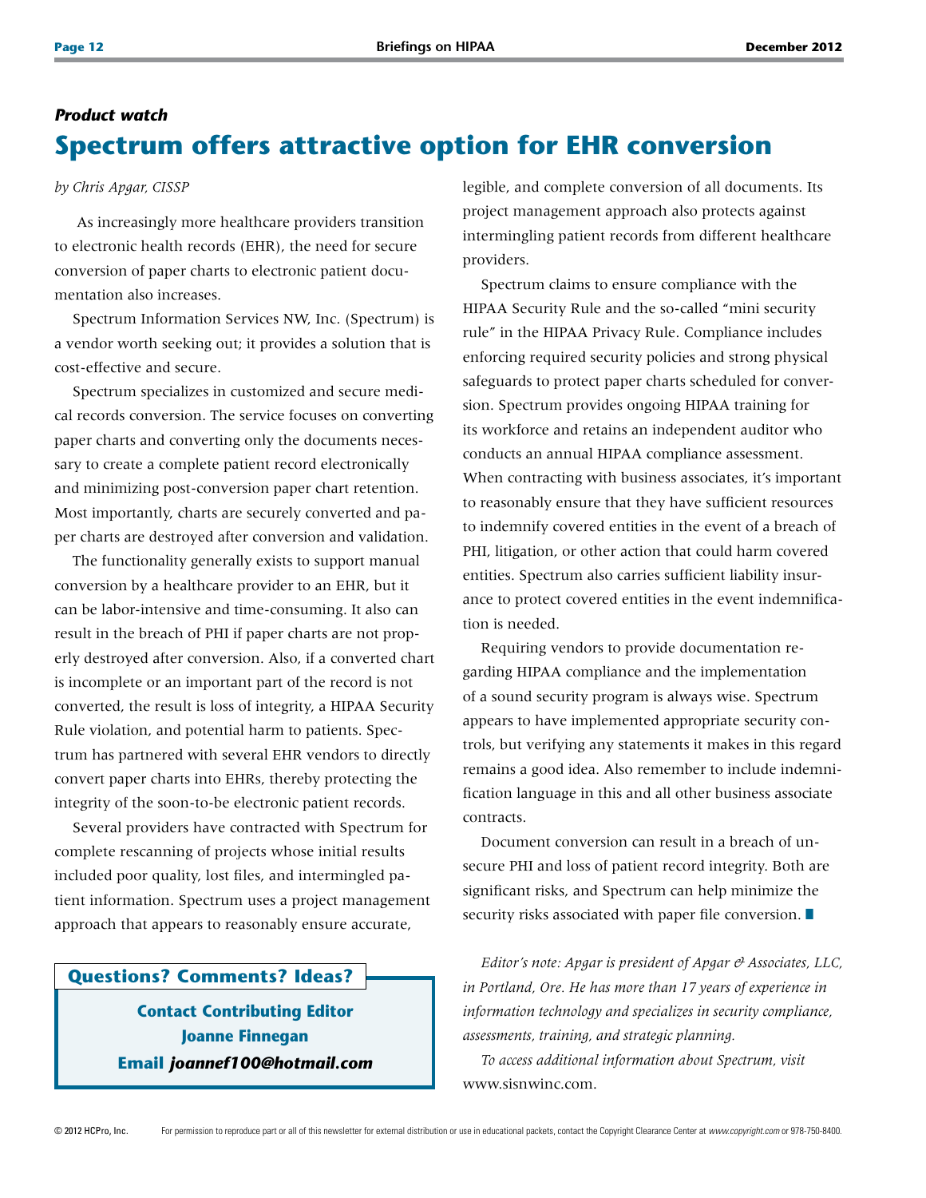*Product watch*

# Spectrum offers attractive option for EHR conversion

*by Chris Apgar, CISSP*

As increasingly more healthcare providers transition to electronic health records (EHR), the need for secure conversion of paper charts to electronic patient documentation also increases.

Spectrum Information Services NW, Inc. (Spectrum) is a vendor worth seeking out; it provides a solution that is cost-effective and secure.

Spectrum specializes in customized and secure medical records conversion. The service focuses on converting paper charts and converting only the documents necessary to create a complete patient record electronically and minimizing post-conversion paper chart retention. Most importantly, charts are securely converted and paper charts are destroyed after conversion and validation.

The functionality generally exists to support manual conversion by a healthcare provider to an EHR, but it can be labor-intensive and time-consuming. It also can result in the breach of PHI if paper charts are not properly destroyed after conversion. Also, if a converted chart is incomplete or an important part of the record is not converted, the result is loss of integrity, a HIPAA Security Rule violation, and potential harm to patients. Spectrum has partnered with several EHR vendors to directly convert paper charts into EHRs, thereby protecting the integrity of the soon-to-be electronic patient records.

Several providers have contracted with Spectrum for complete rescanning of projects whose initial results included poor quality, lost files, and intermingled patient information. Spectrum uses a project management approach that appears to reasonably ensure accurate, legible, and complete conversion of all documents. Its project management approach also protects against intermingling patient records from different healthcare providers.

Spectrum claims to ensure compliance with the HIPAA Security Rule and the so-called "mini security rule" in the HIPAA Privacy Rule. Compliance includes enforcing required security policies and strong physical safeguards to protect paper charts scheduled for conversion. Spectrum provides ongoing HIPAA training for its workforce and retains an independent auditor who conducts an annual HIPAA compliance assessment. When contracting with business associates, it's important to reasonably ensure that they have sufficient resources to indemnify covered entities in the event of a breach of PHI, litigation, or other action that could harm covered entities. Spectrum also carries sufficient liability insurance to protect covered entities in the event indemnification is needed.

Requiring vendors to provide documentation regarding HIPAA compliance and the implementation of a sound security program is always wise. Spectrum appears to have implemented appropriate security controls, but verifying any statements it makes in this regard remains a good idea. Also remember to include indemnification language in this and all other business associate contracts.

Document conversion can result in a breach of unsecure PHI and loss of patient record integrity. Both are significant risks, and Spectrum can help minimize the security risks associated with paper file conversion. ■

*Editor's note: Apgar is president of Apgar & Associates, LLC, in Portland, Ore. He has more than 17 years of experience in information technology and specializes in security compliance, assessments, training, and strategic planning.*

*To access additional information about Spectrum, visit* www.sisnwinc.com.

**Questions? Comments? Ideas?**

**Contact Contributing Editor**
**Joanne Finnegan**
**Email *joannef100@hotmail.com***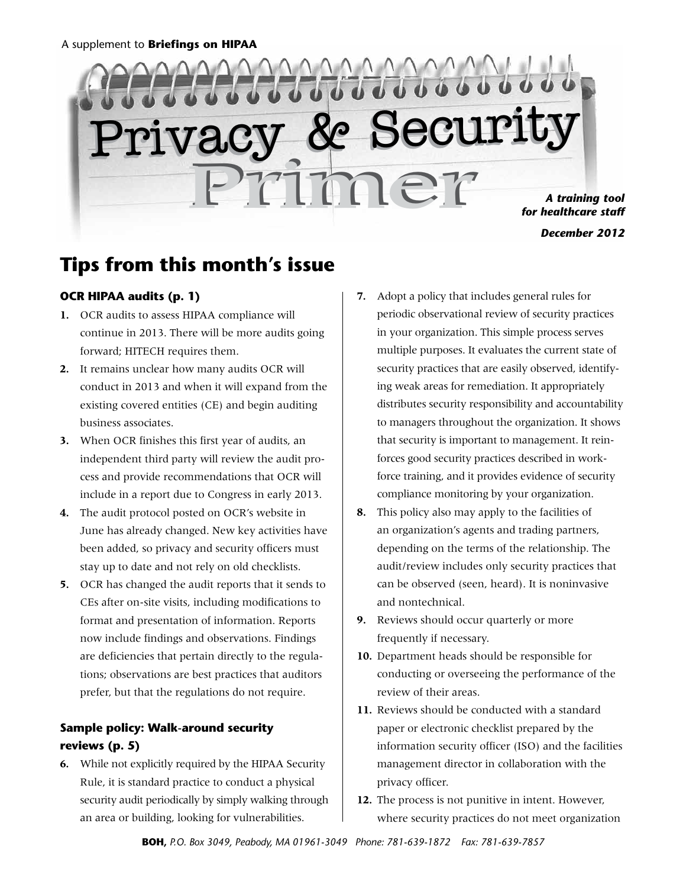A supplement to **Briefings on HIPAA**

# Privacy & Security Primer

***A training tool for healthcare staff***

***December 2012***

## Tips from this month's issue

### OCR HIPAA audits (p. 1)

1. OCR audits to assess HIPAA compliance will continue in 2013. There will be more audits going forward; HITECH requires them.
2. It remains unclear how many audits OCR will conduct in 2013 and when it will expand from the existing covered entities (CE) and begin auditing business associates.
3. When OCR finishes this first year of audits, an independent third party will review the audit process and provide recommendations that OCR will include in a report due to Congress in early 2013.
4. The audit protocol posted on OCR's website in June has already changed. New key activities have been added, so privacy and security officers must stay up to date and not rely on old checklists.
5. OCR has changed the audit reports that it sends to CEs after on-site visits, including modifications to format and presentation of information. Reports now include findings and observations. Findings are deficiencies that pertain directly to the regulations; observations are best practices that auditors prefer, but that the regulations do not require.

### Sample policy: Walk-around security reviews (p. 5)

6. While not explicitly required by the HIPAA Security Rule, it is standard practice to conduct a physical security audit periodically by simply walking through an area or building, looking for vulnerabilities.
7. Adopt a policy that includes general rules for periodic observational review of security practices in your organization. This simple process serves multiple purposes. It evaluates the current state of security practices that are easily observed, identifying weak areas for remediation. It appropriately distributes security responsibility and accountability to managers throughout the organization. It shows that security is important to management. It reinforces good security practices described in workforce training, and it provides evidence of security compliance monitoring by your organization.
8. This policy also may apply to the facilities of an organization's agents and trading partners, depending on the terms of the relationship. The audit/review includes only security practices that can be observed (seen, heard). It is noninvasive and nontechnical.
9. Reviews should occur quarterly or more frequently if necessary.
10. Department heads should be responsible for conducting or overseeing the performance of the review of their areas.
11. Reviews should be conducted with a standard paper or electronic checklist prepared by the information security officer (ISO) and the facilities management director in collaboration with the privacy officer.
12. The process is not punitive in intent. However, where security practices do not meet organization

**BOH,** *P.O. Box 3049, Peabody, MA 01961-3049 Phone: 781-639-1872 Fax: 781-639-7857*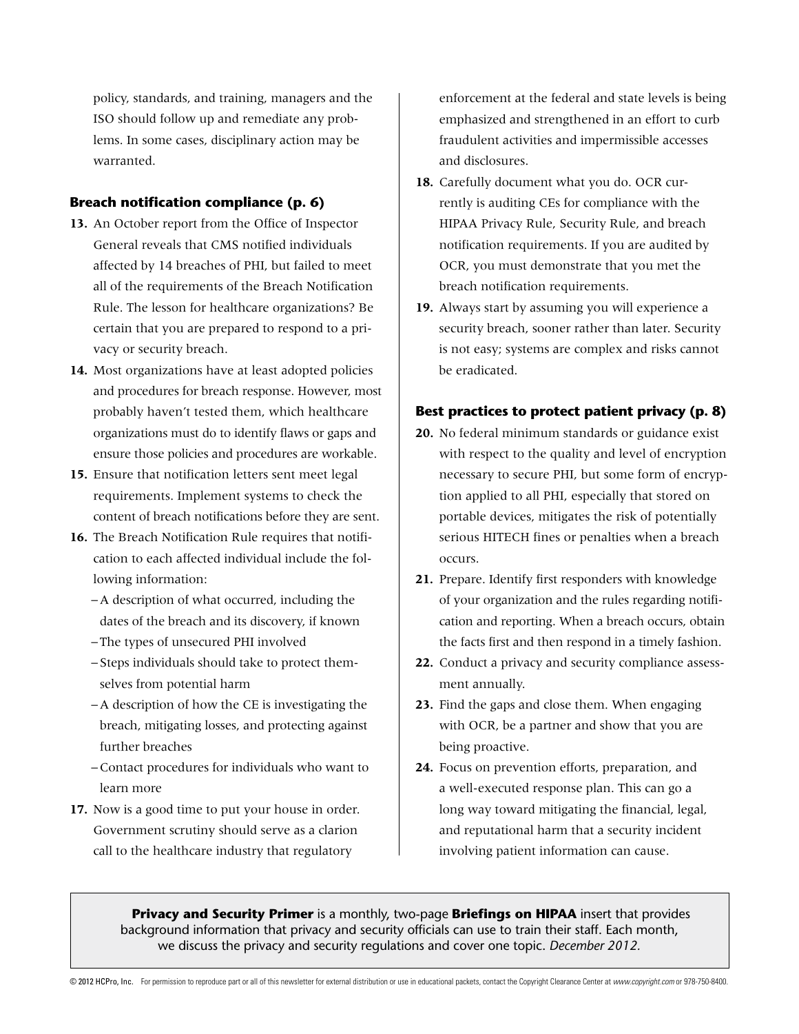policy, standards, and training, managers and the ISO should follow up and remediate any problems. In some cases, disciplinary action may be warranted.

### Breach notification compliance (p. 6)

13. An October report from the Office of Inspector General reveals that CMS notified individuals affected by 14 breaches of PHI, but failed to meet all of the requirements of the Breach Notification Rule. The lesson for healthcare organizations? Be certain that you are prepared to respond to a privacy or security breach.
14. Most organizations have at least adopted policies and procedures for breach response. However, most probably haven't tested them, which healthcare organizations must do to identify flaws or gaps and ensure those policies and procedures are workable.
15. Ensure that notification letters sent meet legal requirements. Implement systems to check the content of breach notifications before they are sent.
16. The Breach Notification Rule requires that notification to each affected individual include the following information:
    - A description of what occurred, including the dates of the breach and its discovery, if known
    - The types of unsecured PHI involved
    - Steps individuals should take to protect themselves from potential harm
    - A description of how the CE is investigating the breach, mitigating losses, and protecting against further breaches
    - Contact procedures for individuals who want to learn more
17. Now is a good time to put your house in order. Government scrutiny should serve as a clarion call to the healthcare industry that regulatory enforcement at the federal and state levels is being emphasized and strengthened in an effort to curb fraudulent activities and impermissible accesses and disclosures.
18. Carefully document what you do. OCR currently is auditing CEs for compliance with the HIPAA Privacy Rule, Security Rule, and breach notification requirements. If you are audited by OCR, you must demonstrate that you met the breach notification requirements.
19. Always start by assuming you will experience a security breach, sooner rather than later. Security is not easy; systems are complex and risks cannot be eradicated.

### Best practices to protect patient privacy (p. 8)

20. No federal minimum standards or guidance exist with respect to the quality and level of encryption necessary to secure PHI, but some form of encryption applied to all PHI, especially that stored on portable devices, mitigates the risk of potentially serious HITECH fines or penalties when a breach occurs.
21. Prepare. Identify first responders with knowledge of your organization and the rules regarding notification and reporting. When a breach occurs, obtain the facts first and then respond in a timely fashion.
22. Conduct a privacy and security compliance assessment annually.
23. Find the gaps and close them. When engaging with OCR, be a partner and show that you are being proactive.
24. Focus on prevention efforts, preparation, and a well-executed response plan. This can go a long way toward mitigating the financial, legal, and reputational harm that a security incident involving patient information can cause.

**Privacy and Security Primer** is a monthly, two-page **Briefings on HIPAA** insert that provides background information that privacy and security officials can use to train their staff. Each month, we discuss the privacy and security regulations and cover one topic. *December 2012.*

© 2012 HCPro, Inc. For permission to reproduce part or all of this newsletter for external distribution or use in educational packets, contact the Copyright Clearance Center at *www.copyright.com* or 978-750-8400.